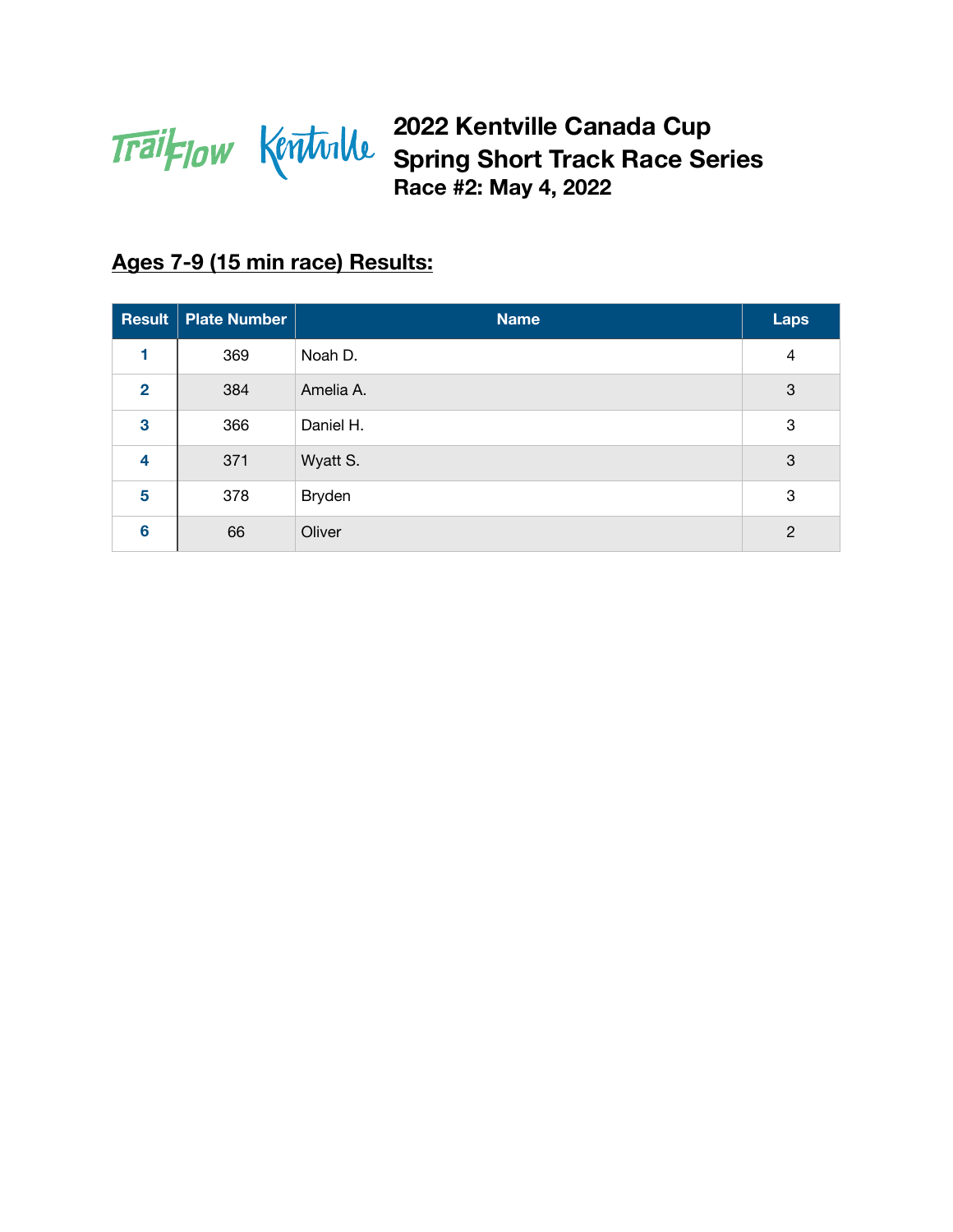# 2022 Kentville Canada Cup
# Spring Short Track Race Series
## Race #2: May 4, 2022

## Ages 7-9 (15 min race) Results:

| Result | Plate Number | Name | Laps |
|---|---|---|---|
| 1 | 369 | Noah D. | 4 |
| 2 | 384 | Amelia A. | 3 |
| 3 | 366 | Daniel H. | 3 |
| 4 | 371 | Wyatt S. | 3 |
| 5 | 378 | Bryden | 3 |
| 6 | 66 | Oliver | 2 |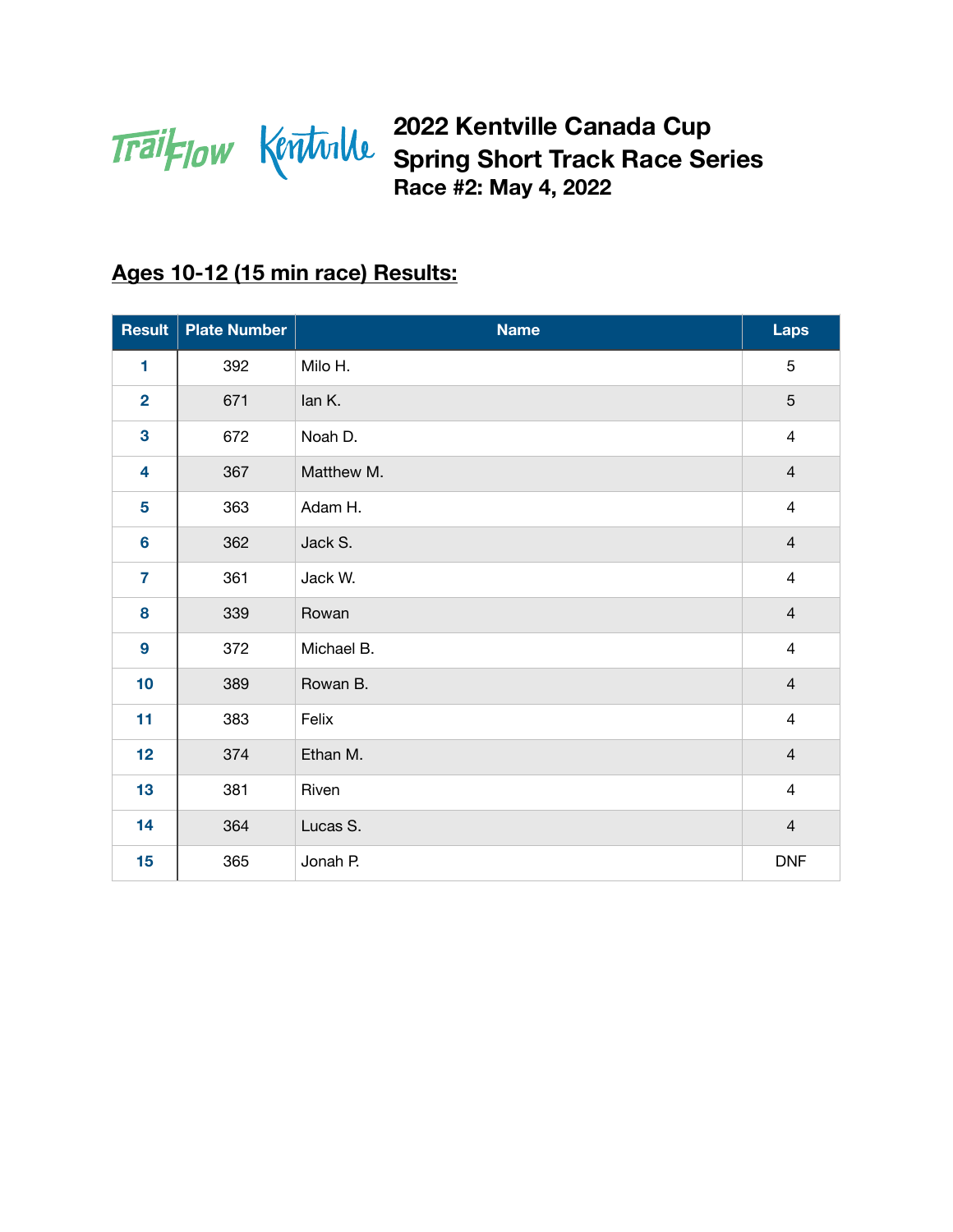TrailFlow Kentville

# 2022 Kentville Canada Cup
# Spring Short Track Race Series
## Race #2: May 4, 2022

## **Ages 10-12 (15 min race) Results:**

| Result | Plate Number | Name | Laps |
|---|---|---|---|
| 1 | 392 | Milo H. | 5 |
| 2 | 671 | Ian K. | 5 |
| 3 | 672 | Noah D. | 4 |
| 4 | 367 | Matthew M. | 4 |
| 5 | 363 | Adam H. | 4 |
| 6 | 362 | Jack S. | 4 |
| 7 | 361 | Jack W. | 4 |
| 8 | 339 | Rowan | 4 |
| 9 | 372 | Michael B. | 4 |
| 10 | 389 | Rowan B. | 4 |
| 11 | 383 | Felix | 4 |
| 12 | 374 | Ethan M. | 4 |
| 13 | 381 | Riven | 4 |
| 14 | 364 | Lucas S. | 4 |
| 15 | 365 | Jonah P. | DNF |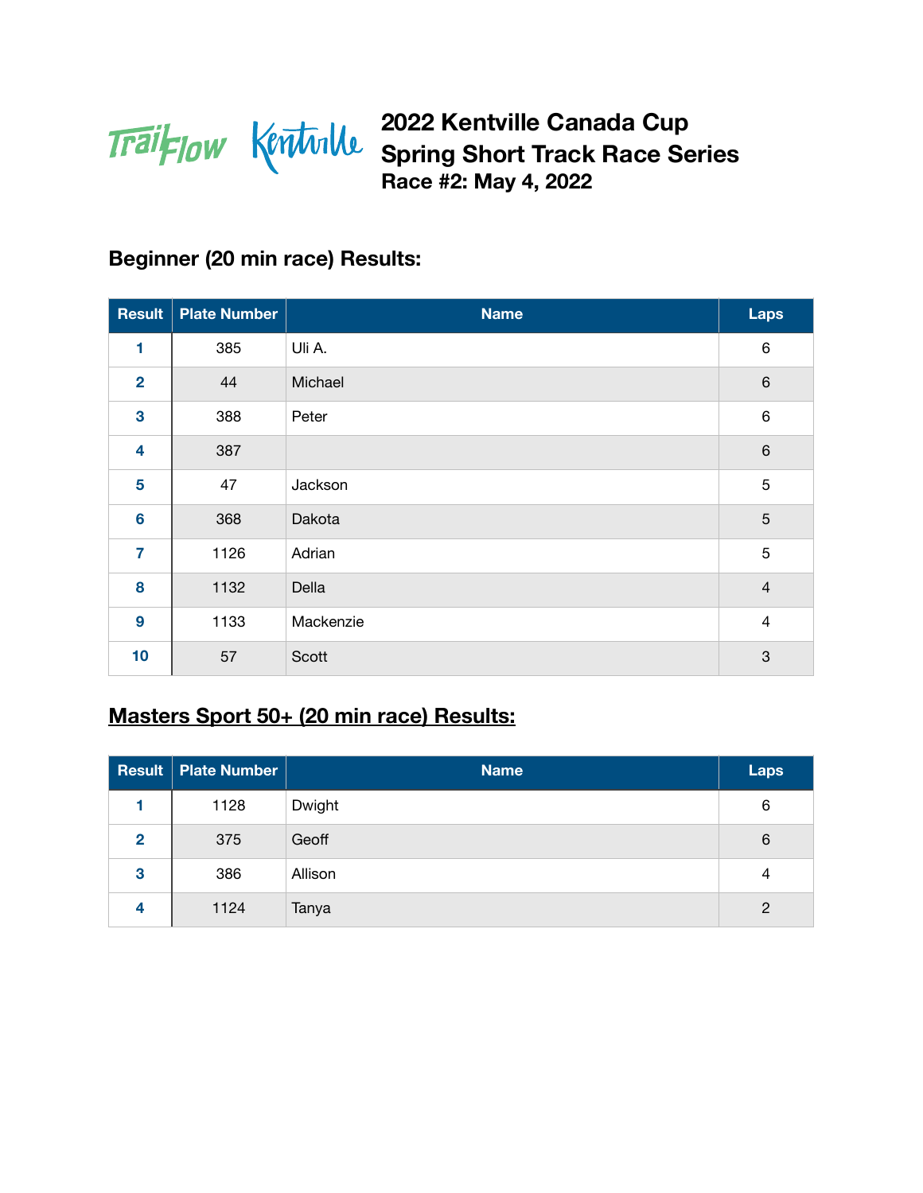# 2022 Kentville Canada Cup
# Spring Short Track Race Series
### Race #2: May 4, 2022

## Beginner (20 min race) Results:

| Result | Plate Number | Name | Laps |
|---|---|---|---|
| 1 | 385 | Uli A. | 6 |
| 2 | 44 | Michael | 6 |
| 3 | 388 | Peter | 6 |
| 4 | 387 | | 6 |
| 5 | 47 | Jackson | 5 |
| 6 | 368 | Dakota | 5 |
| 7 | 1126 | Adrian | 5 |
| 8 | 1132 | Della | 4 |
| 9 | 1133 | Mackenzie | 4 |
| 10 | 57 | Scott | 3 |

## Masters Sport 50+ (20 min race) Results:

| Result | Plate Number | Name | Laps |
|---|---|---|---|
| 1 | 1128 | Dwight | 6 |
| 2 | 375 | Geoff | 6 |
| 3 | 386 | Allison | 4 |
| 4 | 1124 | Tanya | 2 |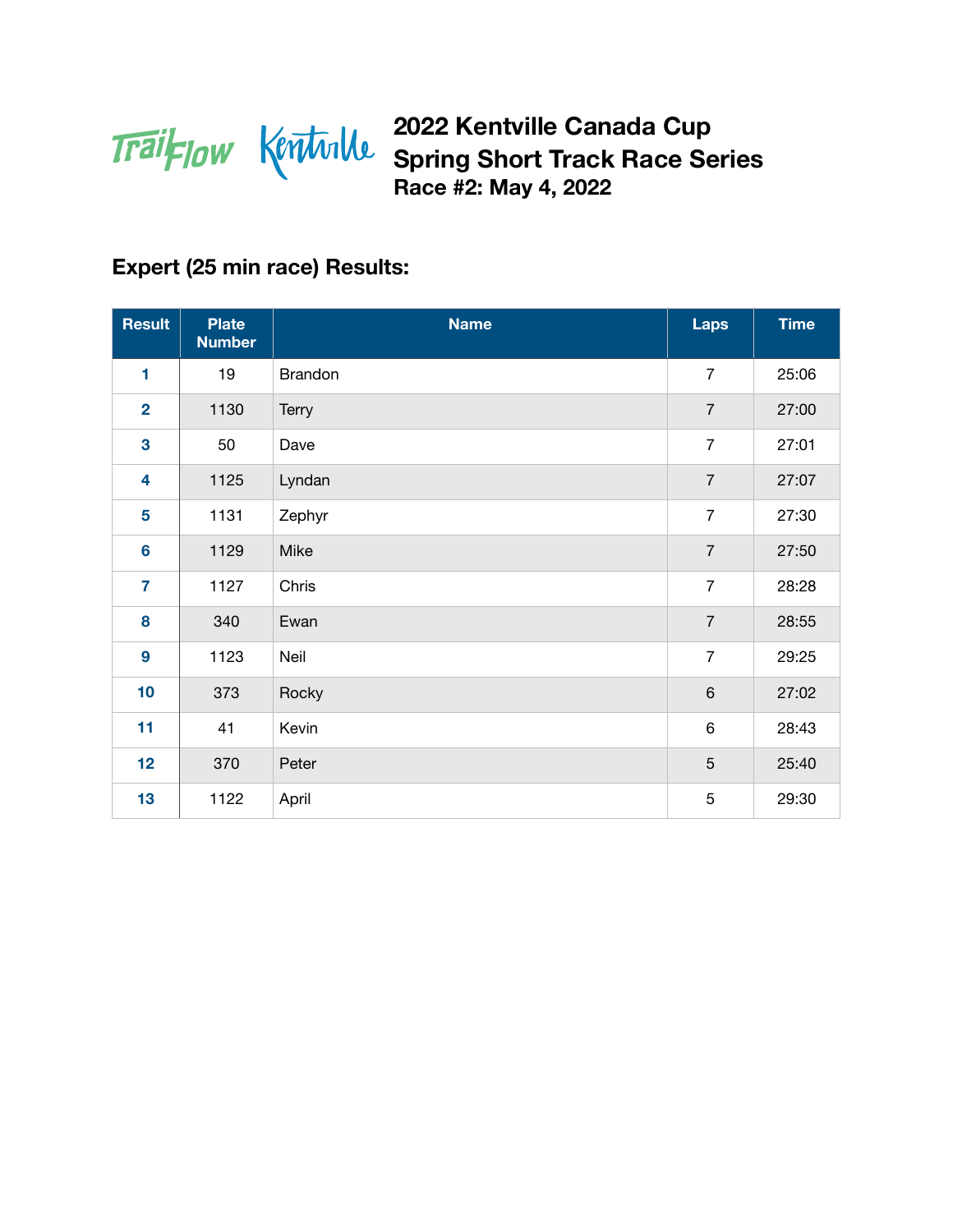# 2022 Kentville Canada Cup Spring Short Track Race Series

## Race #2: May 4, 2022

### Expert (25 min race) Results:

| Result | Plate Number | Name | Laps | Time |
|---|---|---|---|---|
| 1 | 19 | Brandon | 7 | 25:06 |
| 2 | 1130 | Terry | 7 | 27:00 |
| 3 | 50 | Dave | 7 | 27:01 |
| 4 | 1125 | Lyndan | 7 | 27:07 |
| 5 | 1131 | Zephyr | 7 | 27:30 |
| 6 | 1129 | Mike | 7 | 27:50 |
| 7 | 1127 | Chris | 7 | 28:28 |
| 8 | 340 | Ewan | 7 | 28:55 |
| 9 | 1123 | Neil | 7 | 29:25 |
| 10 | 373 | Rocky | 6 | 27:02 |
| 11 | 41 | Kevin | 6 | 28:43 |
| 12 | 370 | Peter | 5 | 25:40 |
| 13 | 1122 | April | 5 | 29:30 |